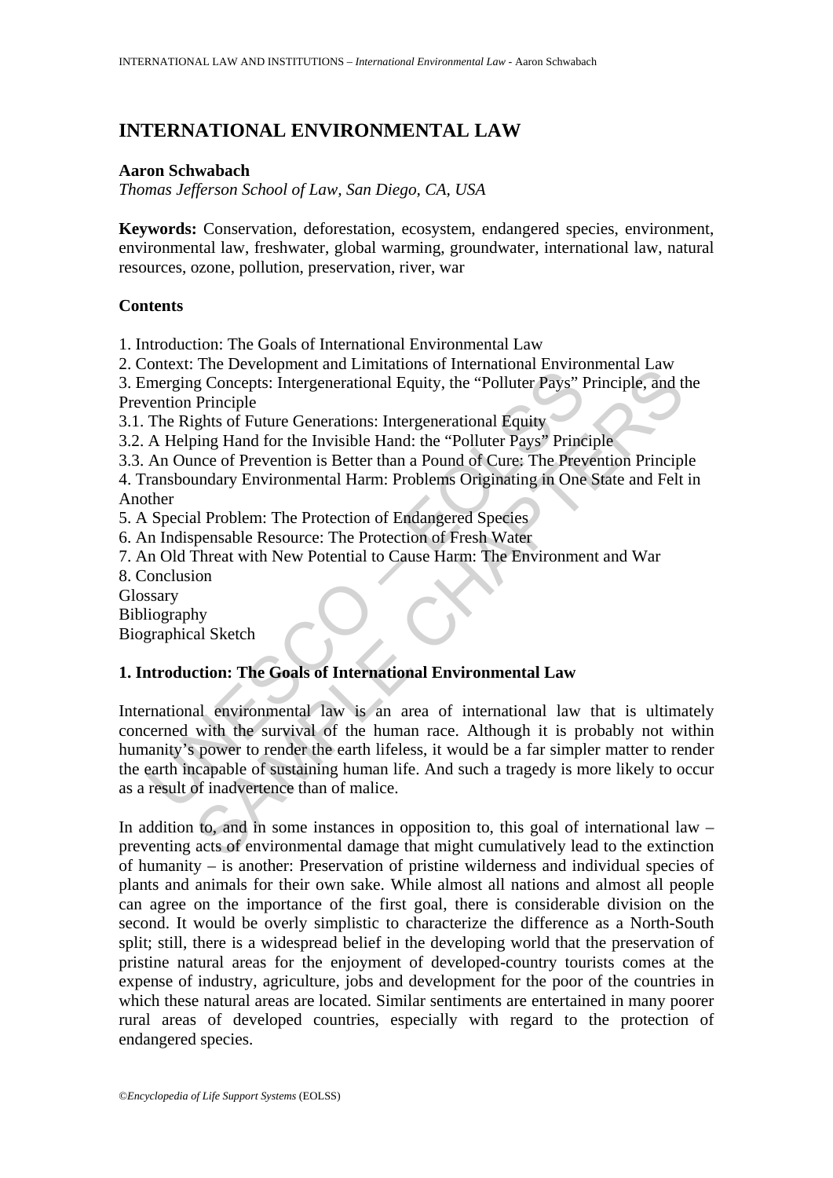# INTERNATIONAL ENVIRONMENTAL LAW

**Aaron Schwabach**

*Thomas Jefferson School of Law, San Diego, CA, USA*

**Keywords:** Conservation, deforestation, ecosystem, endangered species, environment, environmental law, freshwater, global warming, groundwater, international law, natural resources, ozone, pollution, preservation, river, war

## Contents

1. Introduction: The Goals of International Environmental Law
2. Context: The Development and Limitations of International Environmental Law
3. Emerging Concepts: Intergenerational Equity, the "Polluter Pays" Principle, and the Prevention Principle
3.1. The Rights of Future Generations: Intergenerational Equity
3.2. A Helping Hand for the Invisible Hand: the "Polluter Pays" Principle
3.3. An Ounce of Prevention is Better than a Pound of Cure: The Prevention Principle
4. Transboundary Environmental Harm: Problems Originating in One State and Felt in Another
5. A Special Problem: The Protection of Endangered Species
6. An Indispensable Resource: The Protection of Fresh Water
7. An Old Threat with New Potential to Cause Harm: The Environment and War
8. Conclusion

Glossary

Bibliography

Biographical Sketch

## 1. Introduction: The Goals of International Environmental Law

International environmental law is an area of international law that is ultimately concerned with the survival of the human race. Although it is probably not within humanity's power to render the earth lifeless, it would be a far simpler matter to render the earth incapable of sustaining human life. And such a tragedy is more likely to occur as a result of inadvertence than of malice.

In addition to, and in some instances in opposition to, this goal of international law – preventing acts of environmental damage that might cumulatively lead to the extinction of humanity – is another: Preservation of pristine wilderness and individual species of plants and animals for their own sake. While almost all nations and almost all people can agree on the importance of the first goal, there is considerable division on the second. It would be overly simplistic to characterize the difference as a North-South split; still, there is a widespread belief in the developing world that the preservation of pristine natural areas for the enjoyment of developed-country tourists comes at the expense of industry, agriculture, jobs and development for the poor of the countries in which these natural areas are located. Similar sentiments are entertained in many poorer rural areas of developed countries, especially with regard to the protection of endangered species.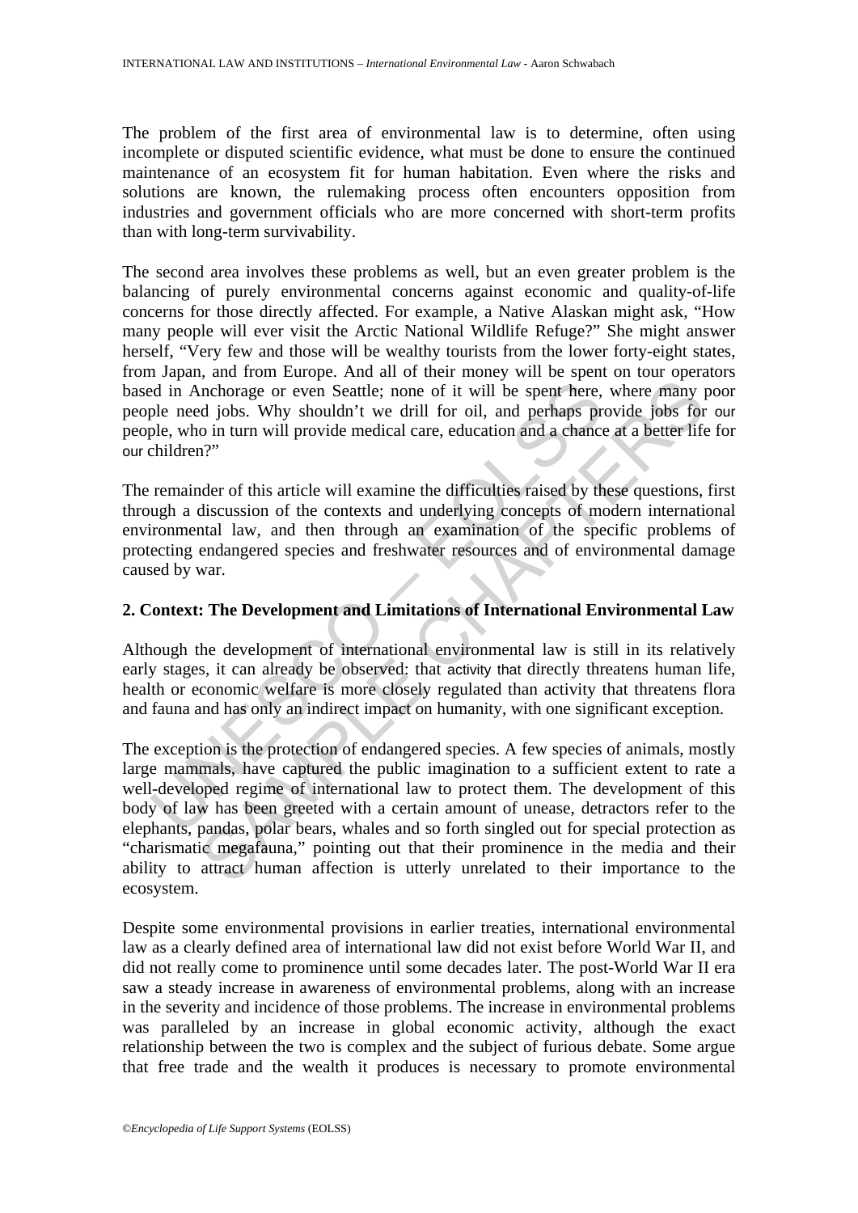The problem of the first area of environmental law is to determine, often using incomplete or disputed scientific evidence, what must be done to ensure the continued maintenance of an ecosystem fit for human habitation. Even where the risks and solutions are known, the rulemaking process often encounters opposition from industries and government officials who are more concerned with short-term profits than with long-term survivability.

The second area involves these problems as well, but an even greater problem is the balancing of purely environmental concerns against economic and quality-of-life concerns for those directly affected. For example, a Native Alaskan might ask, "How many people will ever visit the Arctic National Wildlife Refuge?" She might answer herself, "Very few and those will be wealthy tourists from the lower forty-eight states, from Japan, and from Europe. And all of their money will be spent on tour operators based in Anchorage or even Seattle; none of it will be spent here, where many poor people need jobs. Why shouldn't we drill for oil, and perhaps provide jobs for our people, who in turn will provide medical care, education and a chance at a better life for our children?"

The remainder of this article will examine the difficulties raised by these questions, first through a discussion of the contexts and underlying concepts of modern international environmental law, and then through an examination of the specific problems of protecting endangered species and freshwater resources and of environmental damage caused by war.

## 2. Context: The Development and Limitations of International Environmental Law

Although the development of international environmental law is still in its relatively early stages, it can already be observed: that activity that directly threatens human life, health or economic welfare is more closely regulated than activity that threatens flora and fauna and has only an indirect impact on humanity, with one significant exception.

The exception is the protection of endangered species. A few species of animals, mostly large mammals, have captured the public imagination to a sufficient extent to rate a well-developed regime of international law to protect them. The development of this body of law has been greeted with a certain amount of unease, detractors refer to the elephants, pandas, polar bears, whales and so forth singled out for special protection as "charismatic megafauna," pointing out that their prominence in the media and their ability to attract human affection is utterly unrelated to their importance to the ecosystem.

Despite some environmental provisions in earlier treaties, international environmental law as a clearly defined area of international law did not exist before World War II, and did not really come to prominence until some decades later. The post-World War II era saw a steady increase in awareness of environmental problems, along with an increase in the severity and incidence of those problems. The increase in environmental problems was paralleled by an increase in global economic activity, although the exact relationship between the two is complex and the subject of furious debate. Some argue that free trade and the wealth it produces is necessary to promote environmental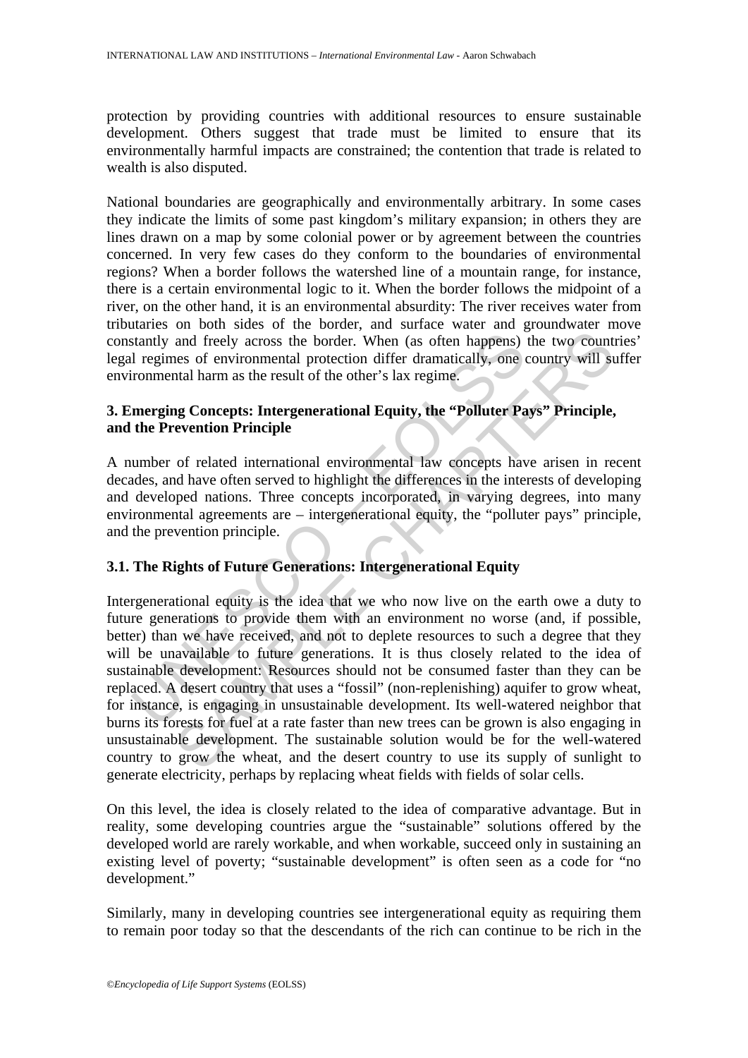protection by providing countries with additional resources to ensure sustainable development. Others suggest that trade must be limited to ensure that its environmentally harmful impacts are constrained; the contention that trade is related to wealth is also disputed.

National boundaries are geographically and environmentally arbitrary. In some cases they indicate the limits of some past kingdom's military expansion; in others they are lines drawn on a map by some colonial power or by agreement between the countries concerned. In very few cases do they conform to the boundaries of environmental regions? When a border follows the watershed line of a mountain range, for instance, there is a certain environmental logic to it. When the border follows the midpoint of a river, on the other hand, it is an environmental absurdity: The river receives water from tributaries on both sides of the border, and surface water and groundwater move constantly and freely across the border. When (as often happens) the two countries' legal regimes of environmental protection differ dramatically, one country will suffer environmental harm as the result of the other's lax regime.

## 3. Emerging Concepts: Intergenerational Equity, the "Polluter Pays" Principle, and the Prevention Principle

A number of related international environmental law concepts have arisen in recent decades, and have often served to highlight the differences in the interests of developing and developed nations. Three concepts incorporated, in varying degrees, into many environmental agreements are – intergenerational equity, the "polluter pays" principle, and the prevention principle.

### 3.1. The Rights of Future Generations: Intergenerational Equity

Intergenerational equity is the idea that we who now live on the earth owe a duty to future generations to provide them with an environment no worse (and, if possible, better) than we have received, and not to deplete resources to such a degree that they will be unavailable to future generations. It is thus closely related to the idea of sustainable development: Resources should not be consumed faster than they can be replaced. A desert country that uses a "fossil" (non-replenishing) aquifer to grow wheat, for instance, is engaging in unsustainable development. Its well-watered neighbor that burns its forests for fuel at a rate faster than new trees can be grown is also engaging in unsustainable development. The sustainable solution would be for the well-watered country to grow the wheat, and the desert country to use its supply of sunlight to generate electricity, perhaps by replacing wheat fields with fields of solar cells.

On this level, the idea is closely related to the idea of comparative advantage. But in reality, some developing countries argue the "sustainable" solutions offered by the developed world are rarely workable, and when workable, succeed only in sustaining an existing level of poverty; "sustainable development" is often seen as a code for "no development."

Similarly, many in developing countries see intergenerational equity as requiring them to remain poor today so that the descendants of the rich can continue to be rich in the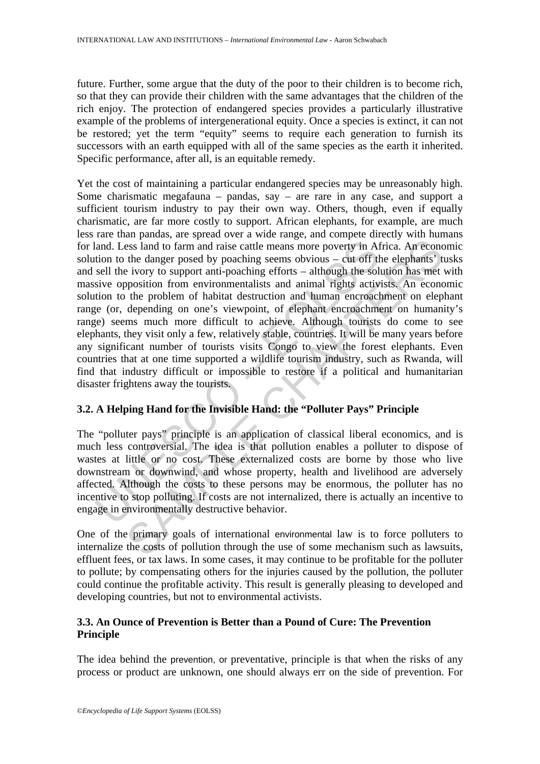future. Further, some argue that the duty of the poor to their children is to become rich, so that they can provide their children with the same advantages that the children of the rich enjoy. The protection of endangered species provides a particularly illustrative example of the problems of intergenerational equity. Once a species is extinct, it can not be restored; yet the term "equity" seems to require each generation to furnish its successors with an earth equipped with all of the same species as the earth it inherited. Specific performance, after all, is an equitable remedy.

Yet the cost of maintaining a particular endangered species may be unreasonably high. Some charismatic megafauna – pandas, say – are rare in any case, and support a sufficient tourism industry to pay their own way. Others, though, even if equally charismatic, are far more costly to support. African elephants, for example, are much less rare than pandas, are spread over a wide range, and compete directly with humans for land. Less land to farm and raise cattle means more poverty in Africa. An economic solution to the danger posed by poaching seems obvious – cut off the elephants' tusks and sell the ivory to support anti-poaching efforts – although the solution has met with massive opposition from environmentalists and animal rights activists. An economic solution to the problem of habitat destruction and human encroachment on elephant range (or, depending on one's viewpoint, of elephant encroachment on humanity's range) seems much more difficult to achieve. Although tourists do come to see elephants, they visit only a few, relatively stable, countries. It will be many years before any significant number of tourists visits Congo to view the forest elephants. Even countries that at one time supported a wildlife tourism industry, such as Rwanda, will find that industry difficult or impossible to restore if a political and humanitarian disaster frightens away the tourists.

### 3.2. A Helping Hand for the Invisible Hand: the "Polluter Pays" Principle

The "polluter pays" principle is an application of classical liberal economics, and is much less controversial. The idea is that pollution enables a polluter to dispose of wastes at little or no cost. These externalized costs are borne by those who live downstream or downwind, and whose property, health and livelihood are adversely affected. Although the costs to these persons may be enormous, the polluter has no incentive to stop polluting. If costs are not internalized, there is actually an incentive to engage in environmentally destructive behavior.

One of the primary goals of international environmental law is to force polluters to internalize the costs of pollution through the use of some mechanism such as lawsuits, effluent fees, or tax laws. In some cases, it may continue to be profitable for the polluter to pollute; by compensating others for the injuries caused by the pollution, the polluter could continue the profitable activity. This result is generally pleasing to developed and developing countries, but not to environmental activists.

### 3.3. An Ounce of Prevention is Better than a Pound of Cure: The Prevention Principle

The idea behind the prevention, or preventative, principle is that when the risks of any process or product are unknown, one should always err on the side of prevention. For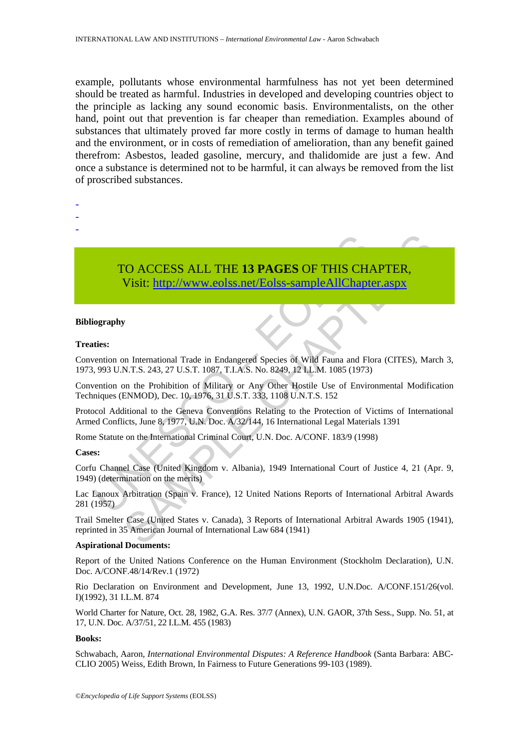example, pollutants whose environmental harmfulness has not yet been determined should be treated as harmful. Industries in developed and developing countries object to the principle as lacking any sound economic basis. Environmentalists, on the other hand, point out that prevention is far cheaper than remediation. Examples abound of substances that ultimately proved far more costly in terms of damage to human health and the environment, or in costs of remediation of amelioration, than any benefit gained therefrom: Asbestos, leaded gasoline, mercury, and thalidomide are just a few. And once a substance is determined not to be harmful, it can always be removed from the list of proscribed substances.

-
-
-

TO ACCESS ALL THE **13 PAGES** OF THIS CHAPTER,
Visit: http://www.eolss.net/Eolss-sampleAllChapter.aspx

**Bibliography**

**Treaties:**

Convention on International Trade in Endangered Species of Wild Fauna and Flora (CITES), March 3, 1973, 993 U.N.T.S. 243, 27 U.S.T. 1087, T.I.A.S. No. 8249, 12 I.L.M. 1085 (1973)

Convention on the Prohibition of Military or Any Other Hostile Use of Environmental Modification Techniques (ENMOD), Dec. 10, 1976, 31 U.S.T. 333, 1108 U.N.T.S. 152

Protocol Additional to the Geneva Conventions Relating to the Protection of Victims of International Armed Conflicts, June 8, 1977, U.N. Doc. A/32/144, 16 International Legal Materials 1391

Rome Statute on the International Criminal Court, U.N. Doc. A/CONF. 183/9 (1998)

**Cases:**

Corfu Channel Case (United Kingdom v. Albania), 1949 International Court of Justice 4, 21 (Apr. 9, 1949) (determination on the merits)

Lac Lanoux Arbitration (Spain v. France), 12 United Nations Reports of International Arbitral Awards 281 (1957)

Trail Smelter Case (United States v. Canada), 3 Reports of International Arbitral Awards 1905 (1941), reprinted in 35 American Journal of International Law 684 (1941)

**Aspirational Documents:**

Report of the United Nations Conference on the Human Environment (Stockholm Declaration), U.N. Doc. A/CONF.48/14/Rev.1 (1972)

Rio Declaration on Environment and Development, June 13, 1992, U.N.Doc. A/CONF.151/26(vol. I)(1992), 31 I.L.M. 874

World Charter for Nature, Oct. 28, 1982, G.A. Res. 37/7 (Annex), U.N. GAOR, 37th Sess., Supp. No. 51, at 17, U.N. Doc. A/37/51, 22 I.L.M. 455 (1983)

**Books:**

Schwabach, Aaron, *International Environmental Disputes: A Reference Handbook* (Santa Barbara: ABC-CLIO 2005) Weiss, Edith Brown, In Fairness to Future Generations 99-103 (1989).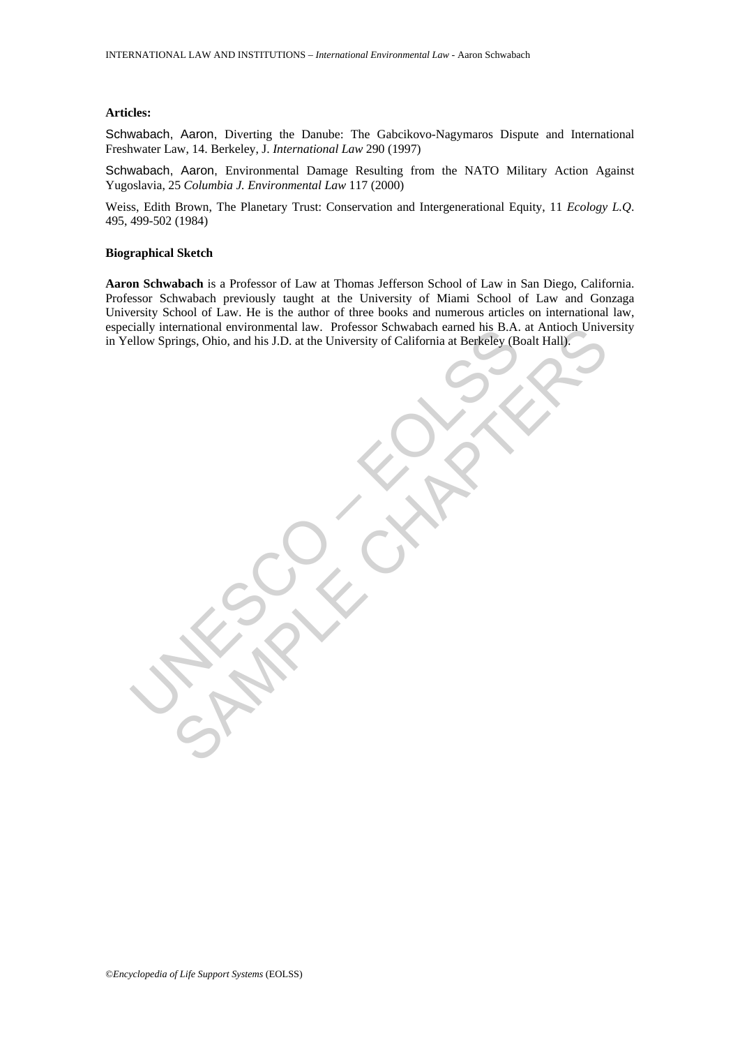**Articles:**

Schwabach, Aaron, Diverting the Danube: The Gabcikovo-Nagymaros Dispute and International Freshwater Law, 14. Berkeley, J. *International Law* 290 (1997)

Schwabach, Aaron, Environmental Damage Resulting from the NATO Military Action Against Yugoslavia, 25 *Columbia J. Environmental Law* 117 (2000)

Weiss, Edith Brown, The Planetary Trust: Conservation and Intergenerational Equity, 11 *Ecology L.Q*. 495, 499-502 (1984)

**Biographical Sketch**

**Aaron Schwabach** is a Professor of Law at Thomas Jefferson School of Law in San Diego, California. Professor Schwabach previously taught at the University of Miami School of Law and Gonzaga University School of Law. He is the author of three books and numerous articles on international law, especially international environmental law. Professor Schwabach earned his B.A. at Antioch University in Yellow Springs, Ohio, and his J.D. at the University of California at Berkeley (Boalt Hall).